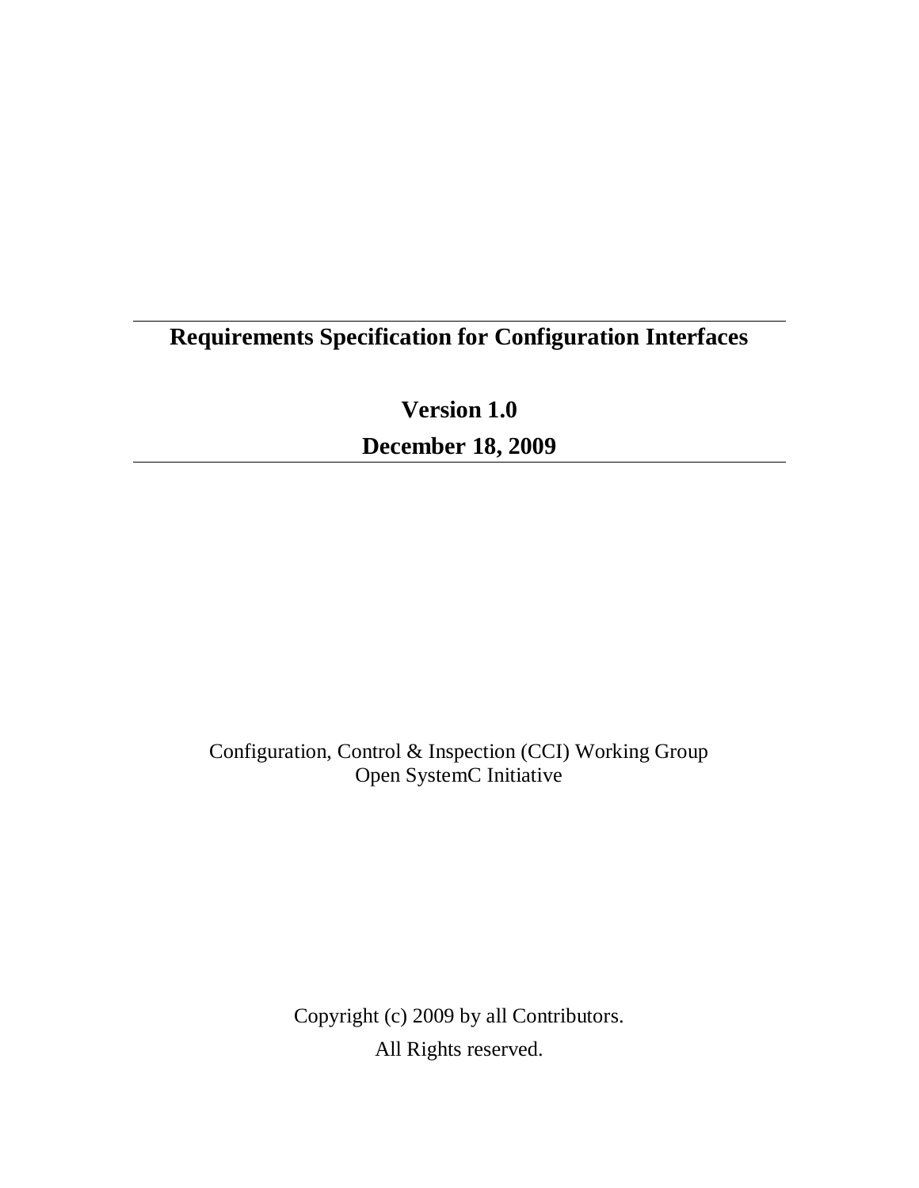# Requirements Specification for Configuration Interfaces

**Version 1.0**

**December 18, 2009**

Configuration, Control & Inspection (CCI) Working Group
Open SystemC Initiative

Copyright (c) 2009 by all Contributors.
All Rights reserved.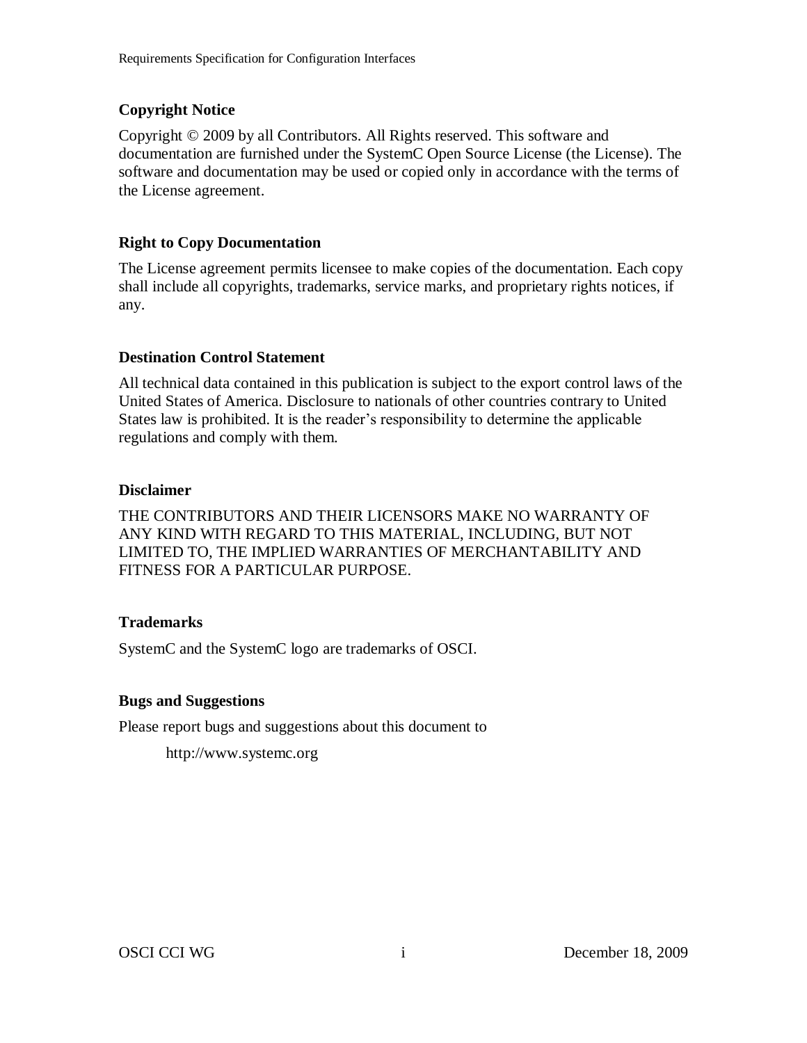### Copyright Notice

Copyright © 2009 by all Contributors. All Rights reserved. This software and documentation are furnished under the SystemC Open Source License (the License). The software and documentation may be used or copied only in accordance with the terms of the License agreement.

### Right to Copy Documentation

The License agreement permits licensee to make copies of the documentation. Each copy shall include all copyrights, trademarks, service marks, and proprietary rights notices, if any.

### Destination Control Statement

All technical data contained in this publication is subject to the export control laws of the United States of America. Disclosure to nationals of other countries contrary to United States law is prohibited. It is the reader's responsibility to determine the applicable regulations and comply with them.

### Disclaimer

THE CONTRIBUTORS AND THEIR LICENSORS MAKE NO WARRANTY OF ANY KIND WITH REGARD TO THIS MATERIAL, INCLUDING, BUT NOT LIMITED TO, THE IMPLIED WARRANTIES OF MERCHANTABILITY AND FITNESS FOR A PARTICULAR PURPOSE.

### Trademarks

SystemC and the SystemC logo are trademarks of OSCI.

### Bugs and Suggestions

Please report bugs and suggestions about this document to

http://www.systemc.org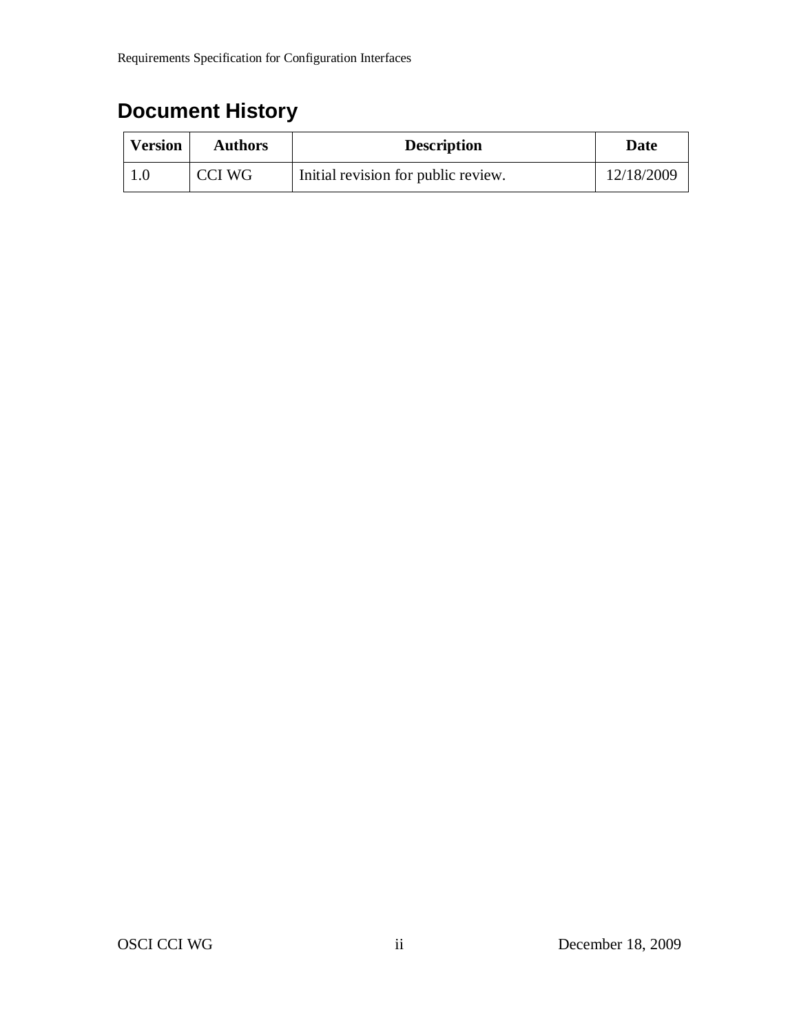# Document History

| Version | Authors | Description | Date |
| --- | --- | --- | --- |
| 1.0 | CCI WG | Initial revision for public review. | 12/18/2009 |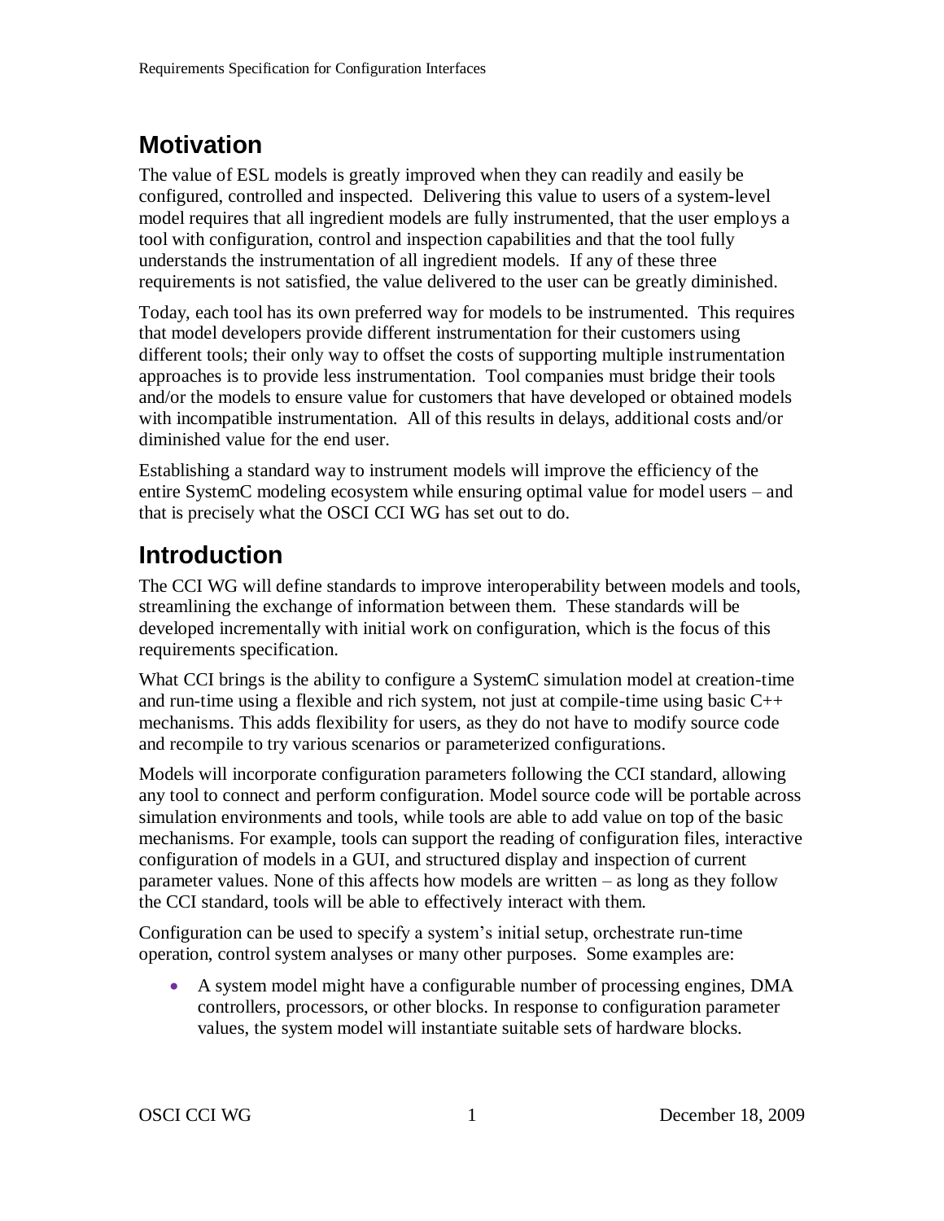## Motivation

The value of ESL models is greatly improved when they can readily and easily be configured, controlled and inspected. Delivering this value to users of a system-level model requires that all ingredient models are fully instrumented, that the user employs a tool with configuration, control and inspection capabilities and that the tool fully understands the instrumentation of all ingredient models. If any of these three requirements is not satisfied, the value delivered to the user can be greatly diminished.

Today, each tool has its own preferred way for models to be instrumented. This requires that model developers provide different instrumentation for their customers using different tools; their only way to offset the costs of supporting multiple instrumentation approaches is to provide less instrumentation. Tool companies must bridge their tools and/or the models to ensure value for customers that have developed or obtained models with incompatible instrumentation. All of this results in delays, additional costs and/or diminished value for the end user.

Establishing a standard way to instrument models will improve the efficiency of the entire SystemC modeling ecosystem while ensuring optimal value for model users – and that is precisely what the OSCI CCI WG has set out to do.

## Introduction

The CCI WG will define standards to improve interoperability between models and tools, streamlining the exchange of information between them. These standards will be developed incrementally with initial work on configuration, which is the focus of this requirements specification.

What CCI brings is the ability to configure a SystemC simulation model at creation-time and run-time using a flexible and rich system, not just at compile-time using basic C++ mechanisms. This adds flexibility for users, as they do not have to modify source code and recompile to try various scenarios or parameterized configurations.

Models will incorporate configuration parameters following the CCI standard, allowing any tool to connect and perform configuration. Model source code will be portable across simulation environments and tools, while tools are able to add value on top of the basic mechanisms. For example, tools can support the reading of configuration files, interactive configuration of models in a GUI, and structured display and inspection of current parameter values. None of this affects how models are written – as long as they follow the CCI standard, tools will be able to effectively interact with them.

Configuration can be used to specify a system's initial setup, orchestrate run-time operation, control system analyses or many other purposes. Some examples are:

- A system model might have a configurable number of processing engines, DMA controllers, processors, or other blocks. In response to configuration parameter values, the system model will instantiate suitable sets of hardware blocks.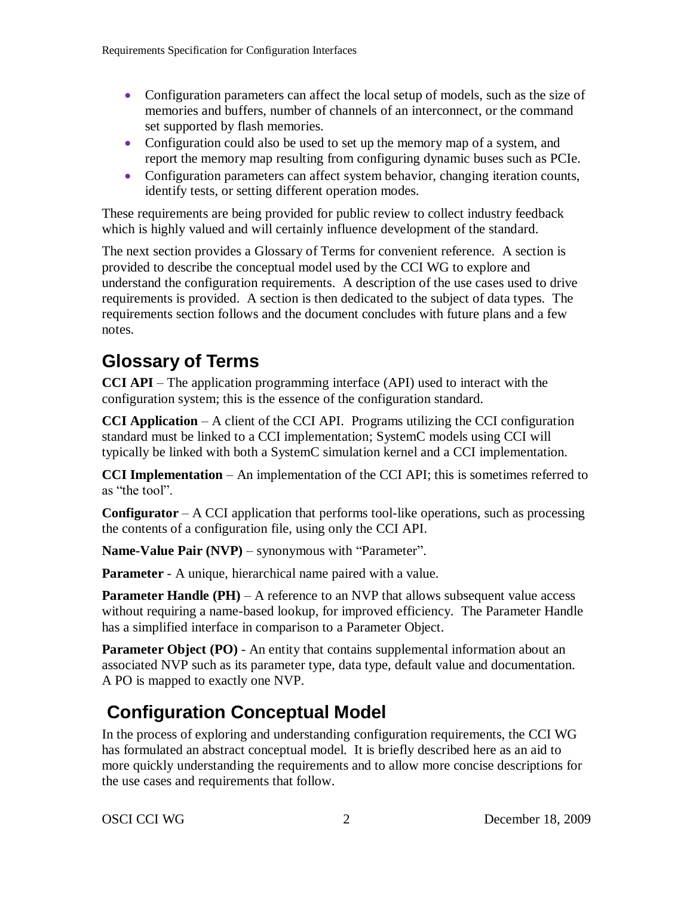- Configuration parameters can affect the local setup of models, such as the size of memories and buffers, number of channels of an interconnect, or the command set supported by flash memories.
- Configuration could also be used to set up the memory map of a system, and report the memory map resulting from configuring dynamic buses such as PCIe.
- Configuration parameters can affect system behavior, changing iteration counts, identify tests, or setting different operation modes.

These requirements are being provided for public review to collect industry feedback which is highly valued and will certainly influence development of the standard.

The next section provides a Glossary of Terms for convenient reference. A section is provided to describe the conceptual model used by the CCI WG to explore and understand the configuration requirements. A description of the use cases used to drive requirements is provided. A section is then dedicated to the subject of data types. The requirements section follows and the document concludes with future plans and a few notes.

# Glossary of Terms

**CCI API** – The application programming interface (API) used to interact with the configuration system; this is the essence of the configuration standard.

**CCI Application** – A client of the CCI API. Programs utilizing the CCI configuration standard must be linked to a CCI implementation; SystemC models using CCI will typically be linked with both a SystemC simulation kernel and a CCI implementation.

**CCI Implementation** – An implementation of the CCI API; this is sometimes referred to as "the tool".

**Configurator** – A CCI application that performs tool-like operations, such as processing the contents of a configuration file, using only the CCI API.

**Name-Value Pair (NVP)** – synonymous with "Parameter".

**Parameter** - A unique, hierarchical name paired with a value.

**Parameter Handle (PH)** – A reference to an NVP that allows subsequent value access without requiring a name-based lookup, for improved efficiency. The Parameter Handle has a simplified interface in comparison to a Parameter Object.

**Parameter Object (PO)** - An entity that contains supplemental information about an associated NVP such as its parameter type, data type, default value and documentation. A PO is mapped to exactly one NVP.

# Configuration Conceptual Model

In the process of exploring and understanding configuration requirements, the CCI WG has formulated an abstract conceptual model. It is briefly described here as an aid to more quickly understanding the requirements and to allow more concise descriptions for the use cases and requirements that follow.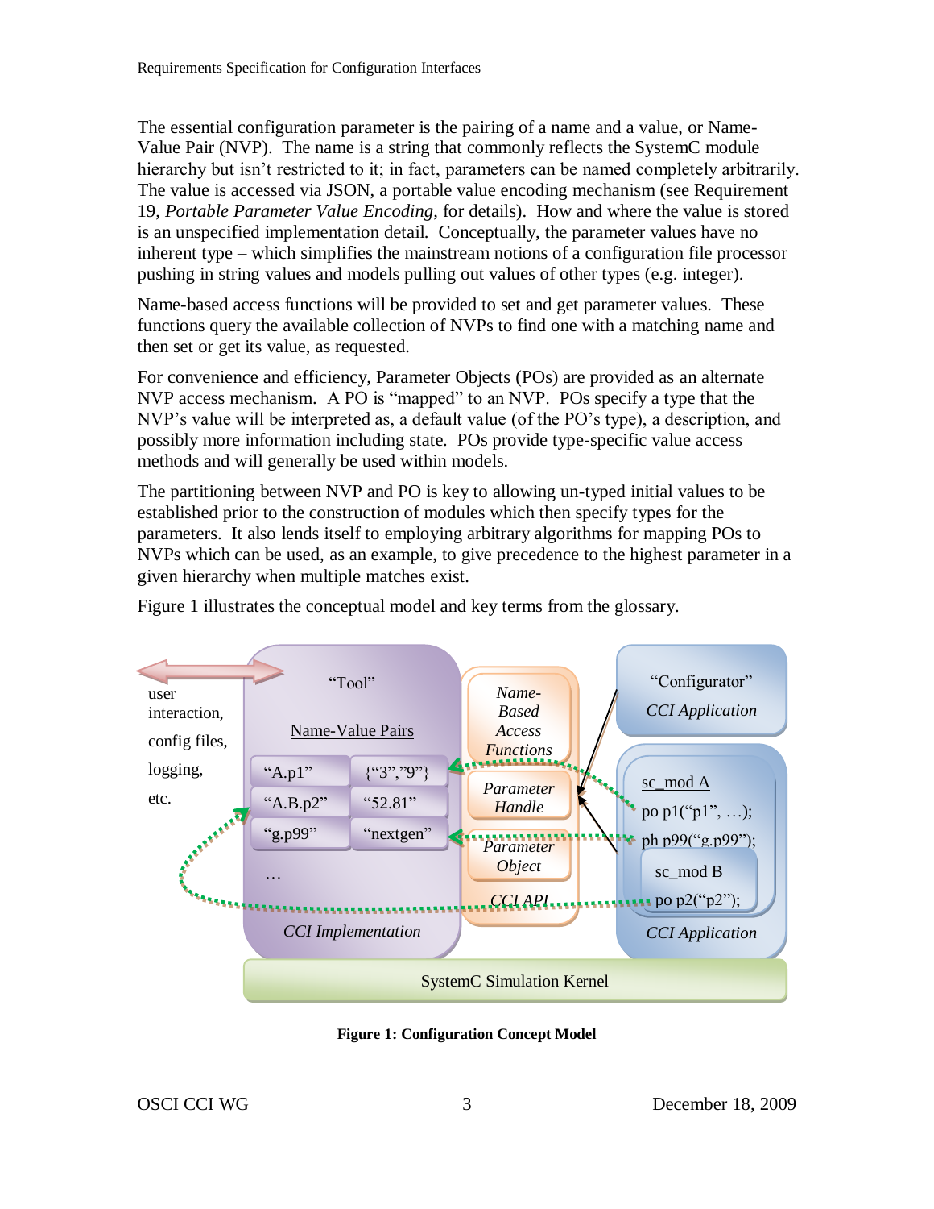The essential configuration parameter is the pairing of a name and a value, or Name-Value Pair (NVP). The name is a string that commonly reflects the SystemC module hierarchy but isn't restricted to it; in fact, parameters can be named completely arbitrarily. The value is accessed via JSON, a portable value encoding mechanism (see Requirement 19, *Portable Parameter Value Encoding*, for details). How and where the value is stored is an unspecified implementation detail. Conceptually, the parameter values have no inherent type – which simplifies the mainstream notions of a configuration file processor pushing in string values and models pulling out values of other types (e.g. integer).

Name-based access functions will be provided to set and get parameter values. These functions query the available collection of NVPs to find one with a matching name and then set or get its value, as requested.

For convenience and efficiency, Parameter Objects (POs) are provided as an alternate NVP access mechanism. A PO is "mapped" to an NVP. POs specify a type that the NVP's value will be interpreted as, a default value (of the PO's type), a description, and possibly more information including state. POs provide type-specific value access methods and will generally be used within models.

The partitioning between NVP and PO is key to allowing un-typed initial values to be established prior to the construction of modules which then specify types for the parameters. It also lends itself to employing arbitrary algorithms for mapping POs to NVPs which can be used, as an example, to give precedence to the highest parameter in a given hierarchy when multiple matches exist.

Figure 1 illustrates the conceptual model and key terms from the glossary.

**Figure 1: Configuration Concept Model**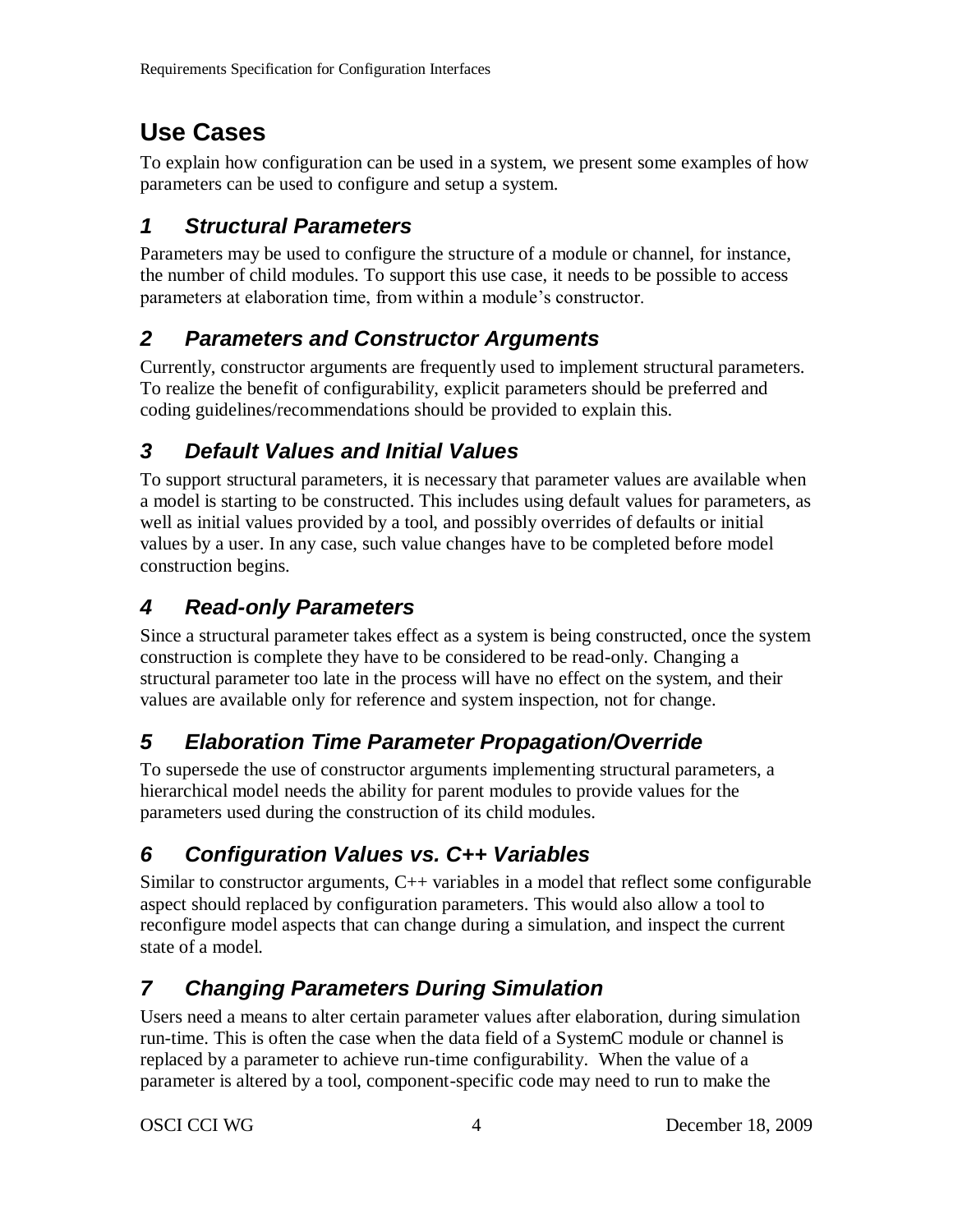# Use Cases

To explain how configuration can be used in a system, we present some examples of how parameters can be used to configure and setup a system.

## *1 Structural Parameters*

Parameters may be used to configure the structure of a module or channel, for instance, the number of child modules. To support this use case, it needs to be possible to access parameters at elaboration time, from within a module's constructor.

## *2 Parameters and Constructor Arguments*

Currently, constructor arguments are frequently used to implement structural parameters. To realize the benefit of configurability, explicit parameters should be preferred and coding guidelines/recommendations should be provided to explain this.

## *3 Default Values and Initial Values*

To support structural parameters, it is necessary that parameter values are available when a model is starting to be constructed. This includes using default values for parameters, as well as initial values provided by a tool, and possibly overrides of defaults or initial values by a user. In any case, such value changes have to be completed before model construction begins.

## *4 Read-only Parameters*

Since a structural parameter takes effect as a system is being constructed, once the system construction is complete they have to be considered to be read-only. Changing a structural parameter too late in the process will have no effect on the system, and their values are available only for reference and system inspection, not for change.

## *5 Elaboration Time Parameter Propagation/Override*

To supersede the use of constructor arguments implementing structural parameters, a hierarchical model needs the ability for parent modules to provide values for the parameters used during the construction of its child modules.

## *6 Configuration Values vs. C++ Variables*

Similar to constructor arguments, C++ variables in a model that reflect some configurable aspect should replaced by configuration parameters. This would also allow a tool to reconfigure model aspects that can change during a simulation, and inspect the current state of a model.

## *7 Changing Parameters During Simulation*

Users need a means to alter certain parameter values after elaboration, during simulation run-time. This is often the case when the data field of a SystemC module or channel is replaced by a parameter to achieve run-time configurability. When the value of a parameter is altered by a tool, component-specific code may need to run to make the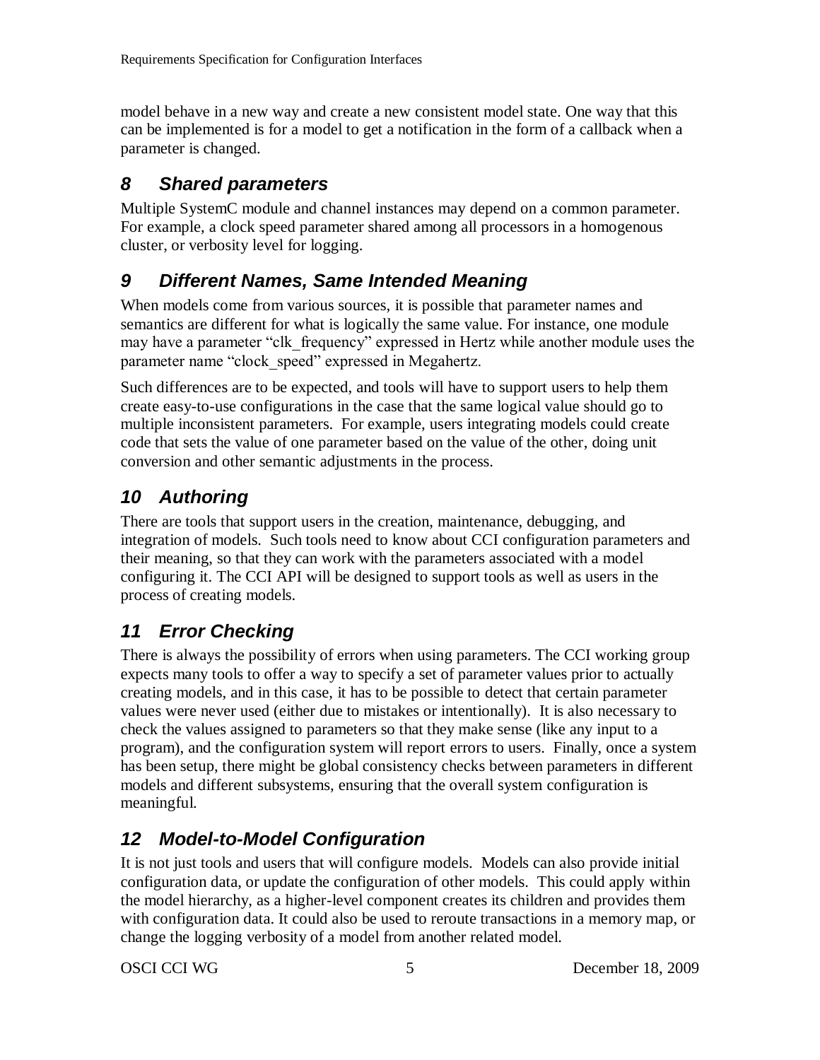model behave in a new way and create a new consistent model state. One way that this can be implemented is for a model to get a notification in the form of a callback when a parameter is changed.

## 8 Shared parameters

Multiple SystemC module and channel instances may depend on a common parameter. For example, a clock speed parameter shared among all processors in a homogenous cluster, or verbosity level for logging.

## 9 Different Names, Same Intended Meaning

When models come from various sources, it is possible that parameter names and semantics are different for what is logically the same value. For instance, one module may have a parameter "clk_frequency" expressed in Hertz while another module uses the parameter name "clock_speed" expressed in Megahertz.

Such differences are to be expected, and tools will have to support users to help them create easy-to-use configurations in the case that the same logical value should go to multiple inconsistent parameters. For example, users integrating models could create code that sets the value of one parameter based on the value of the other, doing unit conversion and other semantic adjustments in the process.

## 10 Authoring

There are tools that support users in the creation, maintenance, debugging, and integration of models. Such tools need to know about CCI configuration parameters and their meaning, so that they can work with the parameters associated with a model configuring it. The CCI API will be designed to support tools as well as users in the process of creating models.

## 11 Error Checking

There is always the possibility of errors when using parameters. The CCI working group expects many tools to offer a way to specify a set of parameter values prior to actually creating models, and in this case, it has to be possible to detect that certain parameter values were never used (either due to mistakes or intentionally). It is also necessary to check the values assigned to parameters so that they make sense (like any input to a program), and the configuration system will report errors to users. Finally, once a system has been setup, there might be global consistency checks between parameters in different models and different subsystems, ensuring that the overall system configuration is meaningful.

## 12 Model-to-Model Configuration

It is not just tools and users that will configure models. Models can also provide initial configuration data, or update the configuration of other models. This could apply within the model hierarchy, as a higher-level component creates its children and provides them with configuration data. It could also be used to reroute transactions in a memory map, or change the logging verbosity of a model from another related model.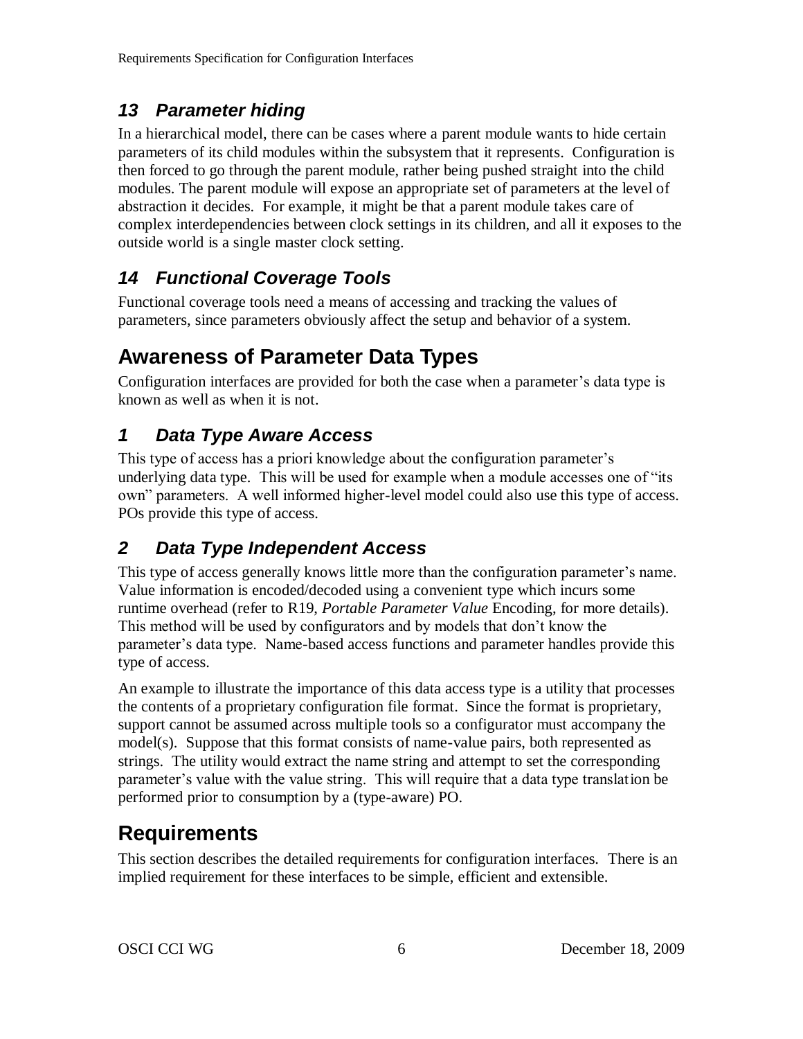### 13 Parameter hiding

In a hierarchical model, there can be cases where a parent module wants to hide certain parameters of its child modules within the subsystem that it represents. Configuration is then forced to go through the parent module, rather being pushed straight into the child modules. The parent module will expose an appropriate set of parameters at the level of abstraction it decides. For example, it might be that a parent module takes care of complex interdependencies between clock settings in its children, and all it exposes to the outside world is a single master clock setting.

### 14 Functional Coverage Tools

Functional coverage tools need a means of accessing and tracking the values of parameters, since parameters obviously affect the setup and behavior of a system.

## Awareness of Parameter Data Types

Configuration interfaces are provided for both the case when a parameter's data type is known as well as when it is not.

### 1 Data Type Aware Access

This type of access has a priori knowledge about the configuration parameter's underlying data type. This will be used for example when a module accesses one of "its own" parameters. A well informed higher-level model could also use this type of access. POs provide this type of access.

### 2 Data Type Independent Access

This type of access generally knows little more than the configuration parameter's name. Value information is encoded/decoded using a convenient type which incurs some runtime overhead (refer to R19, *Portable Parameter Value* Encoding, for more details). This method will be used by configurators and by models that don't know the parameter's data type. Name-based access functions and parameter handles provide this type of access.

An example to illustrate the importance of this data access type is a utility that processes the contents of a proprietary configuration file format. Since the format is proprietary, support cannot be assumed across multiple tools so a configurator must accompany the model(s). Suppose that this format consists of name-value pairs, both represented as strings. The utility would extract the name string and attempt to set the corresponding parameter's value with the value string. This will require that a data type translation be performed prior to consumption by a (type-aware) PO.

## Requirements

This section describes the detailed requirements for configuration interfaces. There is an implied requirement for these interfaces to be simple, efficient and extensible.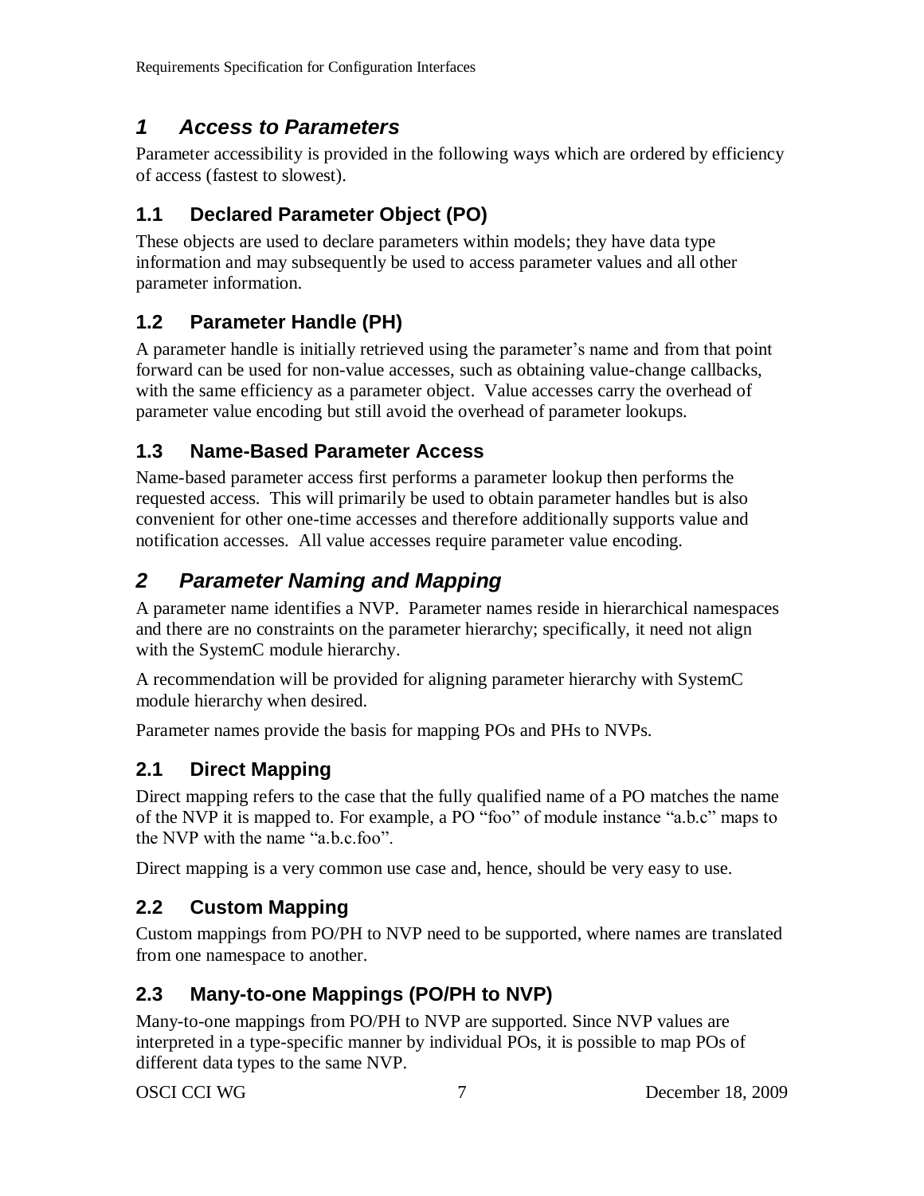# *1 Access to Parameters*

Parameter accessibility is provided in the following ways which are ordered by efficiency of access (fastest to slowest).

## 1.1 Declared Parameter Object (PO)

These objects are used to declare parameters within models; they have data type information and may subsequently be used to access parameter values and all other parameter information.

## 1.2 Parameter Handle (PH)

A parameter handle is initially retrieved using the parameter's name and from that point forward can be used for non-value accesses, such as obtaining value-change callbacks, with the same efficiency as a parameter object. Value accesses carry the overhead of parameter value encoding but still avoid the overhead of parameter lookups.

## 1.3 Name-Based Parameter Access

Name-based parameter access first performs a parameter lookup then performs the requested access. This will primarily be used to obtain parameter handles but is also convenient for other one-time accesses and therefore additionally supports value and notification accesses. All value accesses require parameter value encoding.

# *2 Parameter Naming and Mapping*

A parameter name identifies a NVP. Parameter names reside in hierarchical namespaces and there are no constraints on the parameter hierarchy; specifically, it need not align with the SystemC module hierarchy.

A recommendation will be provided for aligning parameter hierarchy with SystemC module hierarchy when desired.

Parameter names provide the basis for mapping POs and PHs to NVPs.

## 2.1 Direct Mapping

Direct mapping refers to the case that the fully qualified name of a PO matches the name of the NVP it is mapped to. For example, a PO "foo" of module instance "a.b.c" maps to the NVP with the name "a.b.c.foo".

Direct mapping is a very common use case and, hence, should be very easy to use.

## 2.2 Custom Mapping

Custom mappings from PO/PH to NVP need to be supported, where names are translated from one namespace to another.

## 2.3 Many-to-one Mappings (PO/PH to NVP)

Many-to-one mappings from PO/PH to NVP are supported. Since NVP values are interpreted in a type-specific manner by individual POs, it is possible to map POs of different data types to the same NVP.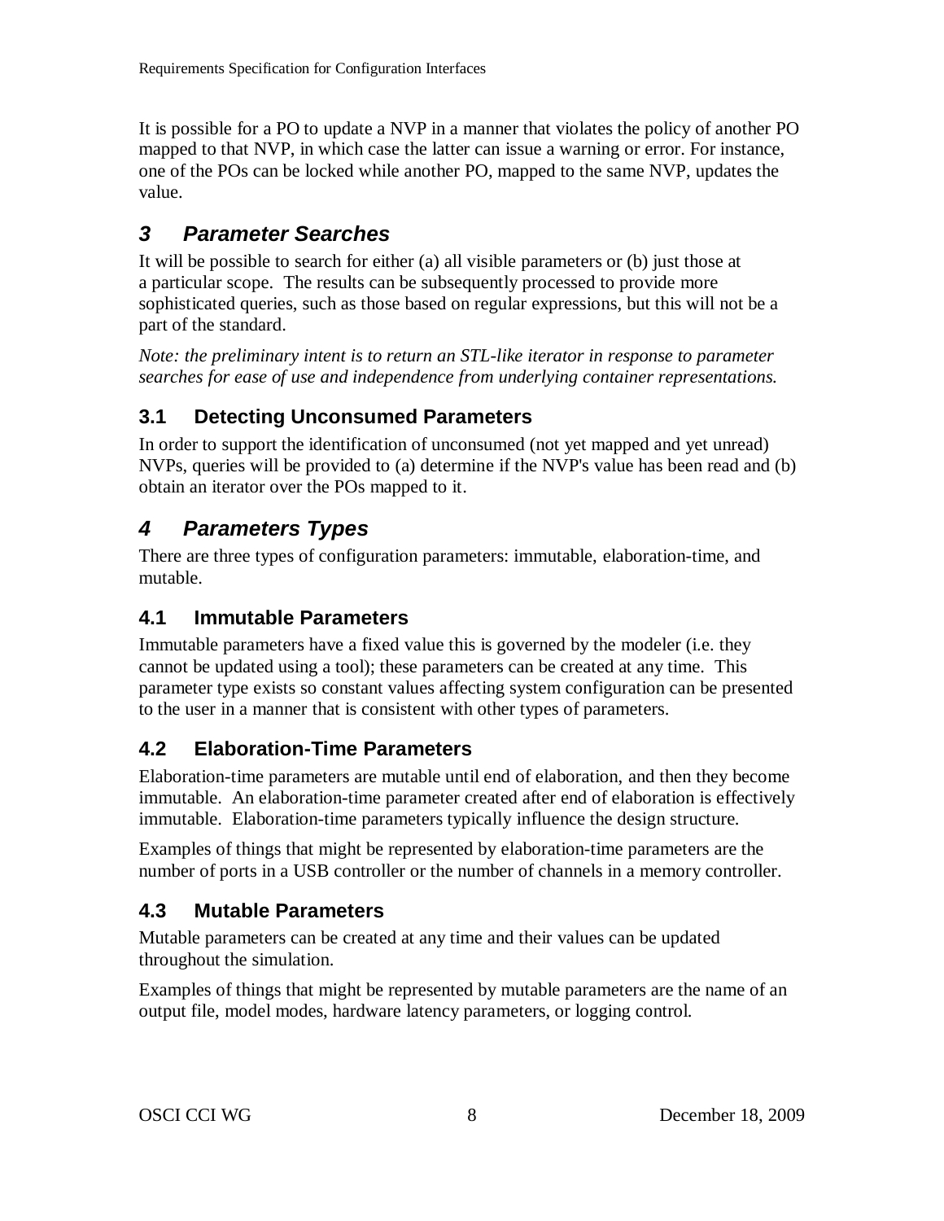It is possible for a PO to update a NVP in a manner that violates the policy of another PO mapped to that NVP, in which case the latter can issue a warning or error. For instance, one of the POs can be locked while another PO, mapped to the same NVP, updates the value.

# 3 Parameter Searches

It will be possible to search for either (a) all visible parameters or (b) just those at a particular scope. The results can be subsequently processed to provide more sophisticated queries, such as those based on regular expressions, but this will not be a part of the standard.

*Note: the preliminary intent is to return an STL-like iterator in response to parameter searches for ease of use and independence from underlying container representations.*

## 3.1 Detecting Unconsumed Parameters

In order to support the identification of unconsumed (not yet mapped and yet unread) NVPs, queries will be provided to (a) determine if the NVP's value has been read and (b) obtain an iterator over the POs mapped to it.

# 4 Parameters Types

There are three types of configuration parameters: immutable, elaboration-time, and mutable.

## 4.1 Immutable Parameters

Immutable parameters have a fixed value this is governed by the modeler (i.e. they cannot be updated using a tool); these parameters can be created at any time. This parameter type exists so constant values affecting system configuration can be presented to the user in a manner that is consistent with other types of parameters.

## 4.2 Elaboration-Time Parameters

Elaboration-time parameters are mutable until end of elaboration, and then they become immutable. An elaboration-time parameter created after end of elaboration is effectively immutable. Elaboration-time parameters typically influence the design structure.

Examples of things that might be represented by elaboration-time parameters are the number of ports in a USB controller or the number of channels in a memory controller.

## 4.3 Mutable Parameters

Mutable parameters can be created at any time and their values can be updated throughout the simulation.

Examples of things that might be represented by mutable parameters are the name of an output file, model modes, hardware latency parameters, or logging control.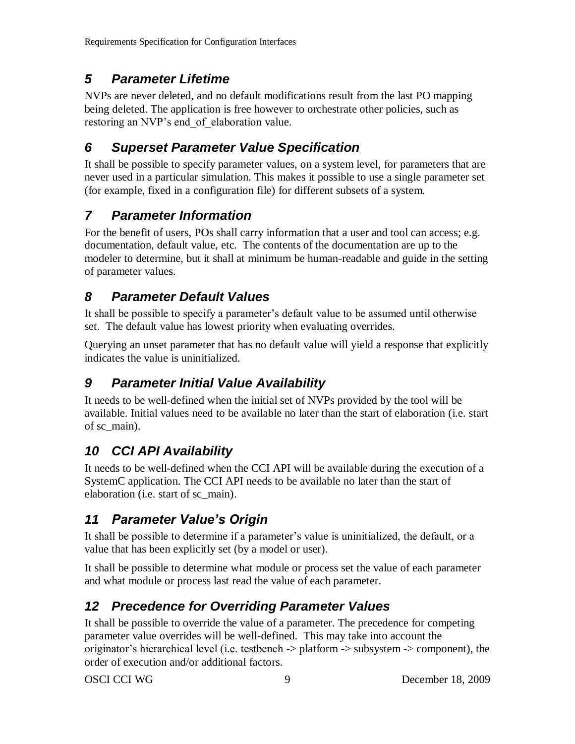## *5 Parameter Lifetime*

NVPs are never deleted, and no default modifications result from the last PO mapping being deleted. The application is free however to orchestrate other policies, such as restoring an NVP's end_of_elaboration value.

## *6 Superset Parameter Value Specification*

It shall be possible to specify parameter values, on a system level, for parameters that are never used in a particular simulation. This makes it possible to use a single parameter set (for example, fixed in a configuration file) for different subsets of a system.

## *7 Parameter Information*

For the benefit of users, POs shall carry information that a user and tool can access; e.g. documentation, default value, etc. The contents of the documentation are up to the modeler to determine, but it shall at minimum be human-readable and guide in the setting of parameter values.

## *8 Parameter Default Values*

It shall be possible to specify a parameter's default value to be assumed until otherwise set. The default value has lowest priority when evaluating overrides.

Querying an unset parameter that has no default value will yield a response that explicitly indicates the value is uninitialized.

## *9 Parameter Initial Value Availability*

It needs to be well-defined when the initial set of NVPs provided by the tool will be available. Initial values need to be available no later than the start of elaboration (i.e. start of sc_main).

## *10 CCI API Availability*

It needs to be well-defined when the CCI API will be available during the execution of a SystemC application. The CCI API needs to be available no later than the start of elaboration (i.e. start of sc_main).

## *11 Parameter Value's Origin*

It shall be possible to determine if a parameter's value is uninitialized, the default, or a value that has been explicitly set (by a model or user).

It shall be possible to determine what module or process set the value of each parameter and what module or process last read the value of each parameter.

## *12 Precedence for Overriding Parameter Values*

It shall be possible to override the value of a parameter. The precedence for competing parameter value overrides will be well-defined. This may take into account the originator's hierarchical level (i.e. testbench -> platform -> subsystem -> component), the order of execution and/or additional factors.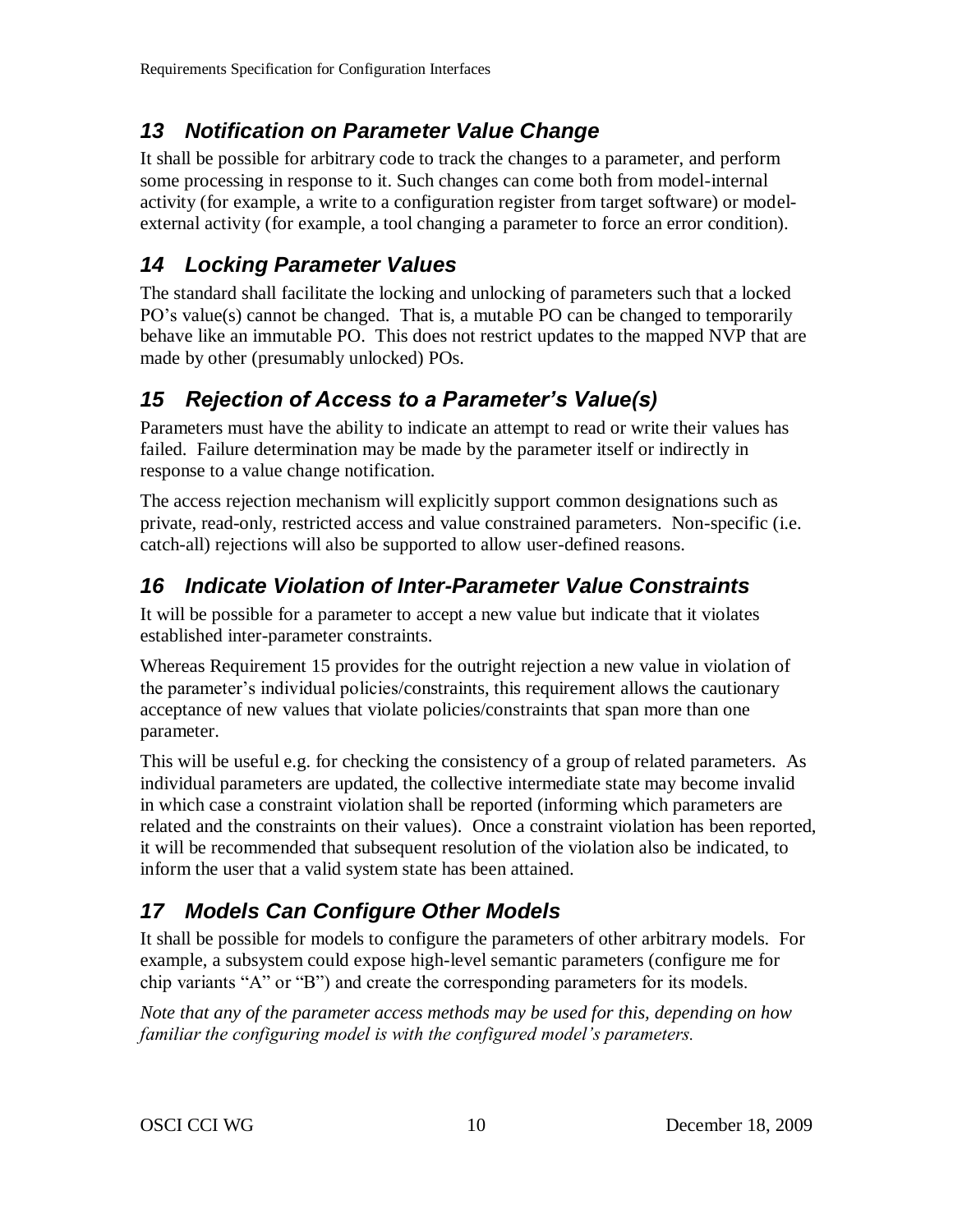## 13 Notification on Parameter Value Change

It shall be possible for arbitrary code to track the changes to a parameter, and perform some processing in response to it. Such changes can come both from model-internal activity (for example, a write to a configuration register from target software) or model-external activity (for example, a tool changing a parameter to force an error condition).

## 14 Locking Parameter Values

The standard shall facilitate the locking and unlocking of parameters such that a locked PO's value(s) cannot be changed. That is, a mutable PO can be changed to temporarily behave like an immutable PO. This does not restrict updates to the mapped NVP that are made by other (presumably unlocked) POs.

## 15 Rejection of Access to a Parameter's Value(s)

Parameters must have the ability to indicate an attempt to read or write their values has failed. Failure determination may be made by the parameter itself or indirectly in response to a value change notification.

The access rejection mechanism will explicitly support common designations such as private, read-only, restricted access and value constrained parameters. Non-specific (i.e. catch-all) rejections will also be supported to allow user-defined reasons.

## 16 Indicate Violation of Inter-Parameter Value Constraints

It will be possible for a parameter to accept a new value but indicate that it violates established inter-parameter constraints.

Whereas Requirement 15 provides for the outright rejection a new value in violation of the parameter's individual policies/constraints, this requirement allows the cautionary acceptance of new values that violate policies/constraints that span more than one parameter.

This will be useful e.g. for checking the consistency of a group of related parameters. As individual parameters are updated, the collective intermediate state may become invalid in which case a constraint violation shall be reported (informing which parameters are related and the constraints on their values). Once a constraint violation has been reported, it will be recommended that subsequent resolution of the violation also be indicated, to inform the user that a valid system state has been attained.

## 17 Models Can Configure Other Models

It shall be possible for models to configure the parameters of other arbitrary models. For example, a subsystem could expose high-level semantic parameters (configure me for chip variants "A" or "B") and create the corresponding parameters for its models.

*Note that any of the parameter access methods may be used for this, depending on how familiar the configuring model is with the configured model's parameters.*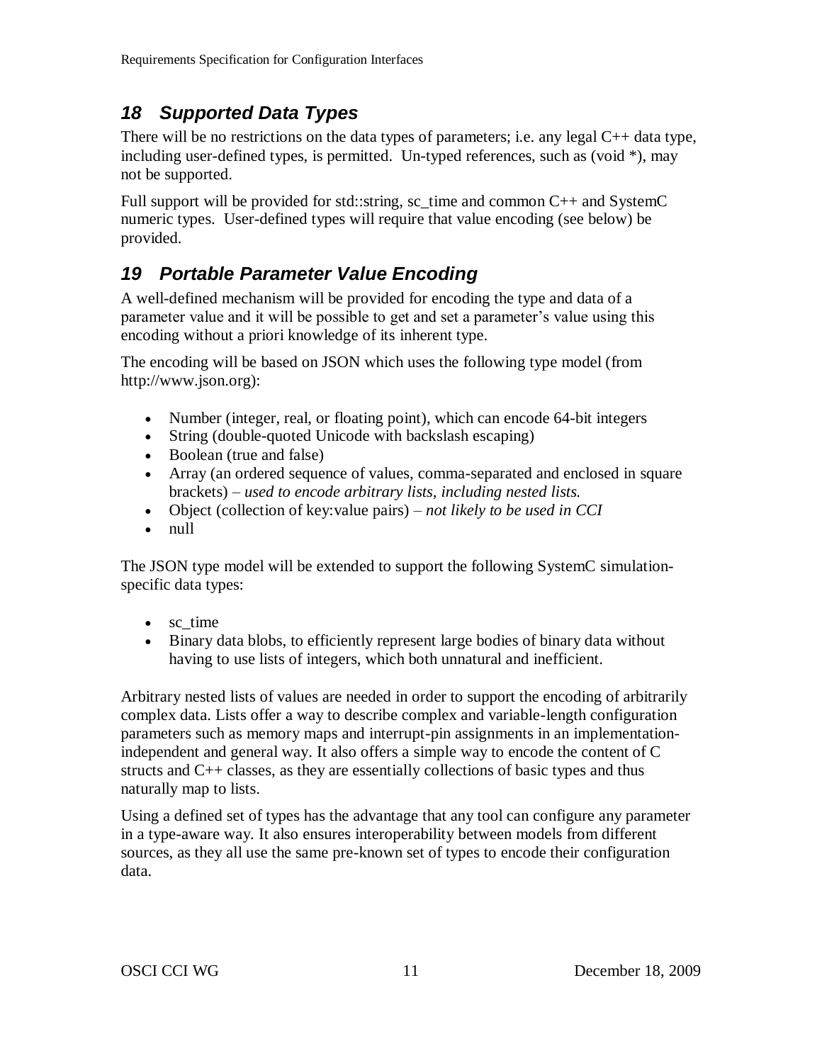## 18 Supported Data Types

There will be no restrictions on the data types of parameters; i.e. any legal C++ data type, including user-defined types, is permitted. Un-typed references, such as (void *), may not be supported.

Full support will be provided for std::string, sc_time and common C++ and SystemC numeric types. User-defined types will require that value encoding (see below) be provided.

## 19 Portable Parameter Value Encoding

A well-defined mechanism will be provided for encoding the type and data of a parameter value and it will be possible to get and set a parameter's value using this encoding without a priori knowledge of its inherent type.

The encoding will be based on JSON which uses the following type model (from http://www.json.org):

- Number (integer, real, or floating point), which can encode 64-bit integers
- String (double-quoted Unicode with backslash escaping)
- Boolean (true and false)
- Array (an ordered sequence of values, comma-separated and enclosed in square brackets) – *used to encode arbitrary lists, including nested lists.*
- Object (collection of key:value pairs) – *not likely to be used in CCI*
- null

The JSON type model will be extended to support the following SystemC simulation-specific data types:

- sc_time
- Binary data blobs, to efficiently represent large bodies of binary data without having to use lists of integers, which both unnatural and inefficient.

Arbitrary nested lists of values are needed in order to support the encoding of arbitrarily complex data. Lists offer a way to describe complex and variable-length configuration parameters such as memory maps and interrupt-pin assignments in an implementation-independent and general way. It also offers a simple way to encode the content of C structs and C++ classes, as they are essentially collections of basic types and thus naturally map to lists.

Using a defined set of types has the advantage that any tool can configure any parameter in a type-aware way. It also ensures interoperability between models from different sources, as they all use the same pre-known set of types to encode their configuration data.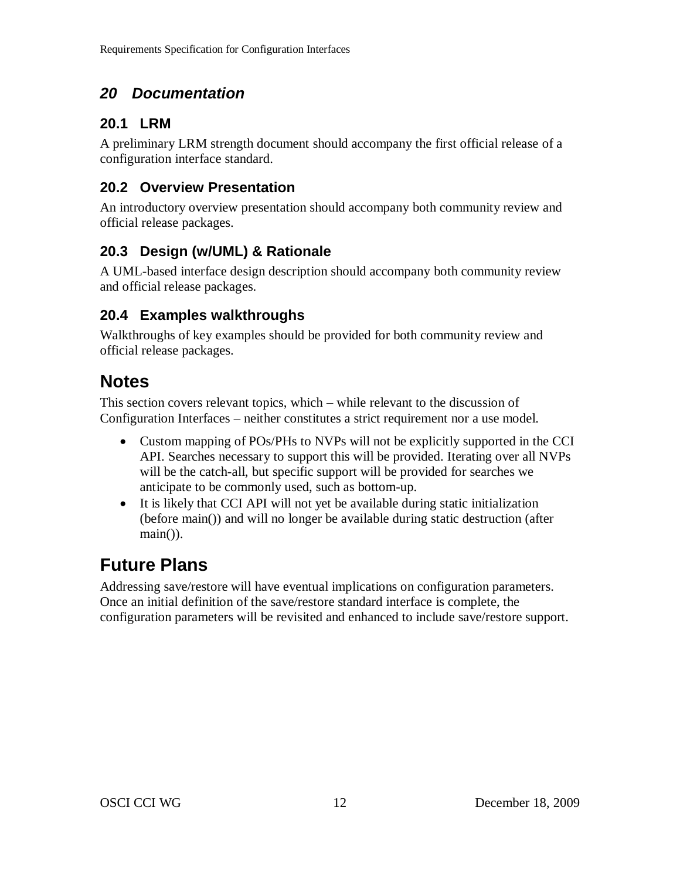## 20 Documentation

### 20.1 LRM

A preliminary LRM strength document should accompany the first official release of a configuration interface standard.

### 20.2 Overview Presentation

An introductory overview presentation should accompany both community review and official release packages.

### 20.3 Design (w/UML) & Rationale

A UML-based interface design description should accompany both community review and official release packages.

### 20.4 Examples walkthroughs

Walkthroughs of key examples should be provided for both community review and official release packages.

# Notes

This section covers relevant topics, which – while relevant to the discussion of Configuration Interfaces – neither constitutes a strict requirement nor a use model.

- Custom mapping of POs/PHs to NVPs will not be explicitly supported in the CCI API. Searches necessary to support this will be provided. Iterating over all NVPs will be the catch-all, but specific support will be provided for searches we anticipate to be commonly used, such as bottom-up.
- It is likely that CCI API will not yet be available during static initialization (before main()) and will no longer be available during static destruction (after main()).

# Future Plans

Addressing save/restore will have eventual implications on configuration parameters. Once an initial definition of the save/restore standard interface is complete, the configuration parameters will be revisited and enhanced to include save/restore support.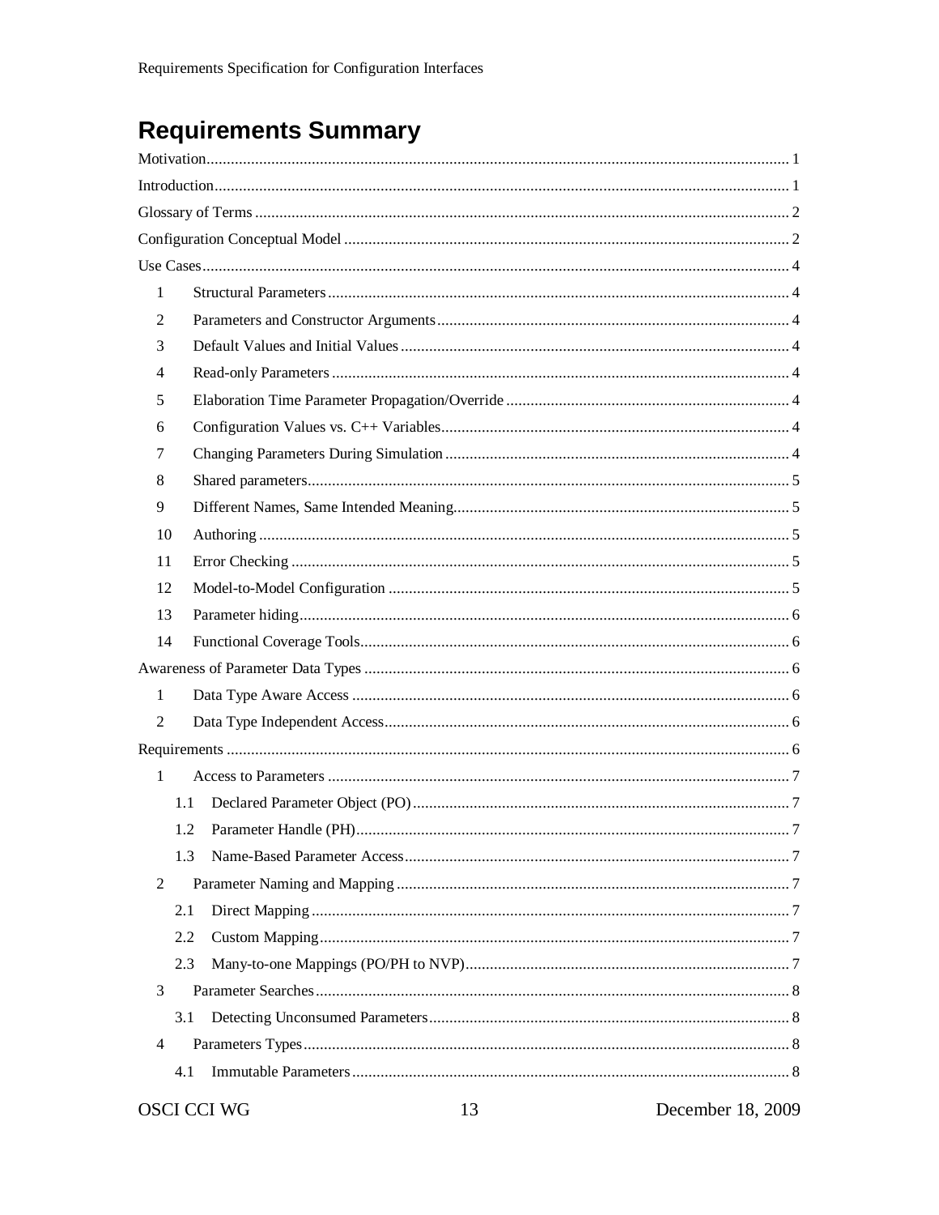# Requirements Summary

Motivation ..... 1

Introduction ..... 1

Glossary of Terms ..... 2

Configuration Conceptual Model ..... 2

Use Cases ..... 4

- 1 Structural Parameters ..... 4
- 2 Parameters and Constructor Arguments ..... 4
- 3 Default Values and Initial Values ..... 4
- 4 Read-only Parameters ..... 4
- 5 Elaboration Time Parameter Propagation/Override ..... 4
- 6 Configuration Values vs. C++ Variables ..... 4
- 7 Changing Parameters During Simulation ..... 4
- 8 Shared parameters ..... 5
- 9 Different Names, Same Intended Meaning ..... 5
- 10 Authoring ..... 5
- 11 Error Checking ..... 5
- 12 Model-to-Model Configuration ..... 5
- 13 Parameter hiding ..... 6
- 14 Functional Coverage Tools ..... 6

Awareness of Parameter Data Types ..... 6

- 1 Data Type Aware Access ..... 6
- 2 Data Type Independent Access ..... 6

Requirements ..... 6

- 1 Access to Parameters ..... 7
  - 1.1 Declared Parameter Object (PO) ..... 7
  - 1.2 Parameter Handle (PH) ..... 7
  - 1.3 Name-Based Parameter Access ..... 7
- 2 Parameter Naming and Mapping ..... 7
  - 2.1 Direct Mapping ..... 7
  - 2.2 Custom Mapping ..... 7
  - 2.3 Many-to-one Mappings (PO/PH to NVP) ..... 7
- 3 Parameter Searches ..... 8
  - 3.1 Detecting Unconsumed Parameters ..... 8
- 4 Parameters Types ..... 8
  - 4.1 Immutable Parameters ..... 8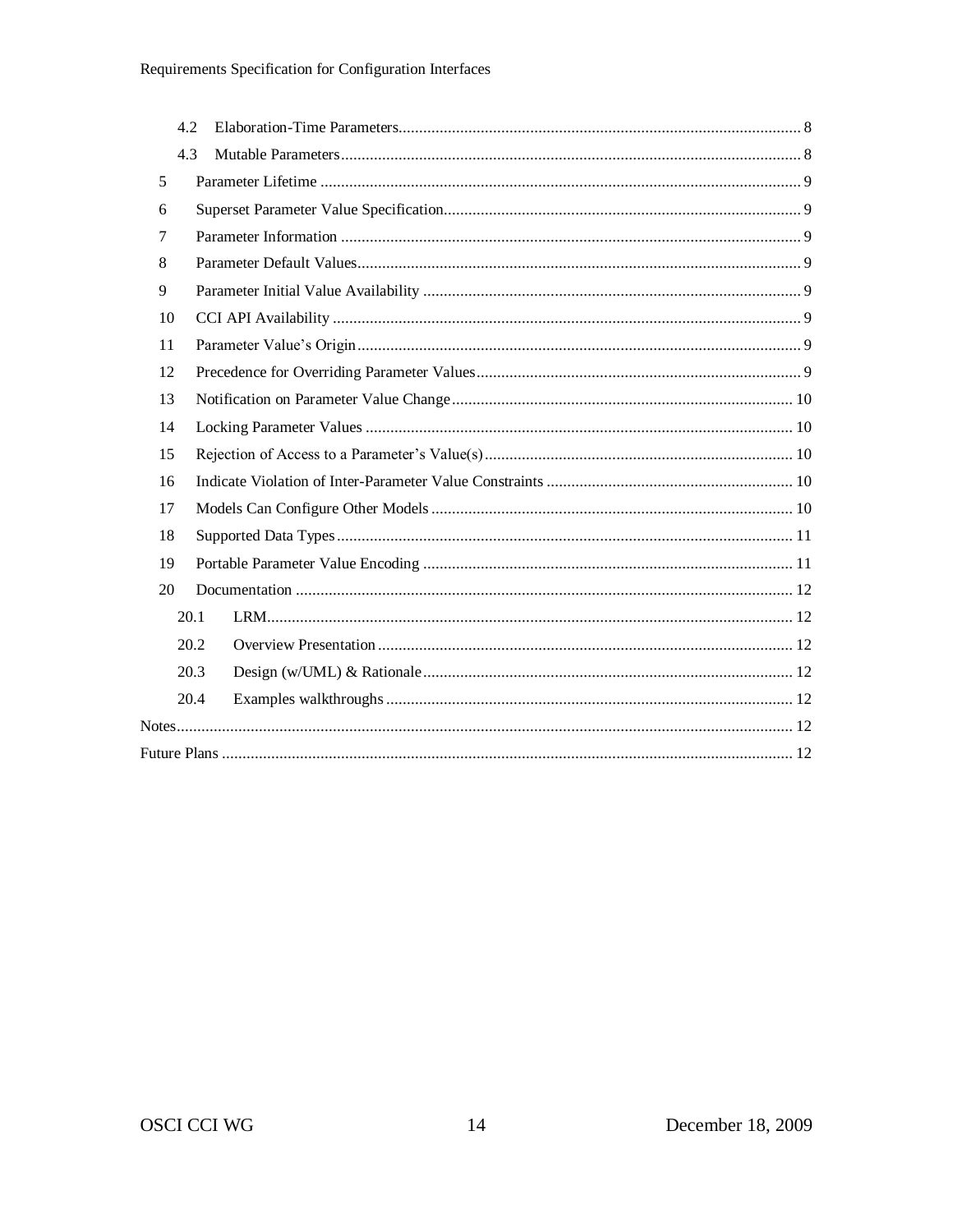4.2 Elaboration-Time Parameters .......... 8

4.3 Mutable Parameters .......... 8

5 Parameter Lifetime .......... 9

6 Superset Parameter Value Specification .......... 9

7 Parameter Information .......... 9

8 Parameter Default Values .......... 9

9 Parameter Initial Value Availability .......... 9

10 CCI API Availability .......... 9

11 Parameter Value's Origin .......... 9

12 Precedence for Overriding Parameter Values .......... 9

13 Notification on Parameter Value Change .......... 10

14 Locking Parameter Values .......... 10

15 Rejection of Access to a Parameter's Value(s) .......... 10

16 Indicate Violation of Inter-Parameter Value Constraints .......... 10

17 Models Can Configure Other Models .......... 10

18 Supported Data Types .......... 11

19 Portable Parameter Value Encoding .......... 11

20 Documentation .......... 12

20.1 LRM .......... 12

20.2 Overview Presentation .......... 12

20.3 Design (w/UML) & Rationale .......... 12

20.4 Examples walkthroughs .......... 12

Notes .......... 12

Future Plans .......... 12